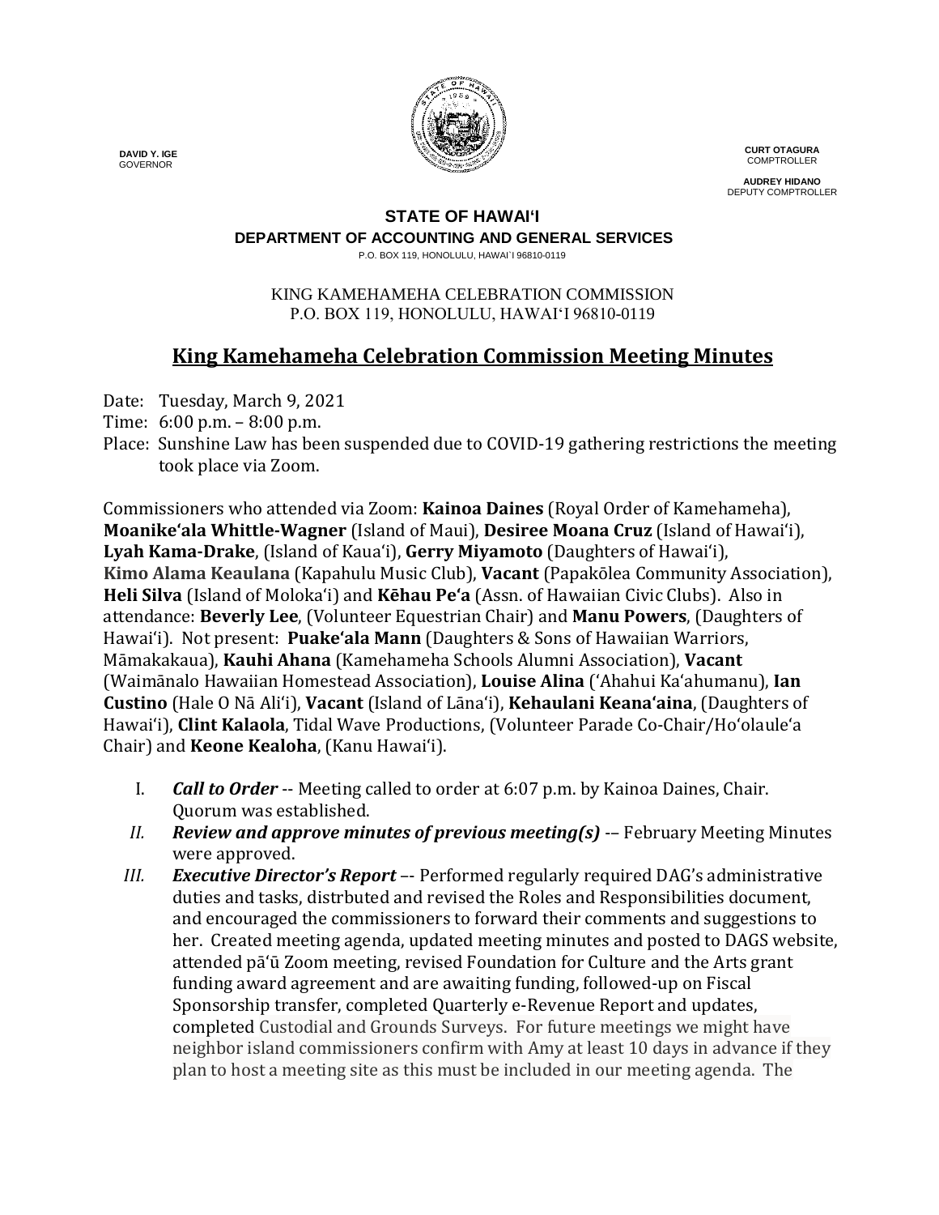DAVID Y. IGE
GOVERNOR

CURT OTAGURA
COMPTROLLER

AUDREY HIDANO
DEPUTY COMPTROLLER

**STATE OF HAWAIʻI**
**DEPARTMENT OF ACCOUNTING AND GENERAL SERVICES**
P.O. BOX 119, HONOLULU, HAWAI`I 96810-0119

KING KAMEHAMEHA CELEBRATION COMMISSION
P.O. BOX 119, HONOLULU, HAWAIʻI 96810-0119

# King Kamehameha Celebration Commission Meeting Minutes

Date: Tuesday, March 9, 2021
Time: 6:00 p.m. – 8:00 p.m.
Place: Sunshine Law has been suspended due to COVID-19 gathering restrictions the meeting took place via Zoom.

Commissioners who attended via Zoom: **Kainoa Daines** (Royal Order of Kamehameha), **Moanikeʻala Whittle-Wagner** (Island of Maui), **Desiree Moana Cruz** (Island of Hawaiʻi), **Lyah Kama-Drake**, (Island of Kauaʻi), **Gerry Miyamoto** (Daughters of Hawaiʻi), **Kimo Alama Keaulana** (Kapahulu Music Club), **Vacant** (Papakōlea Community Association), **Heli Silva** (Island of Molokaʻi) and **Kēhau Peʻa** (Assn. of Hawaiian Civic Clubs). Also in attendance: **Beverly Lee**, (Volunteer Equestrian Chair) and **Manu Powers**, (Daughters of Hawaiʻi). Not present: **Puakeʻala Mann** (Daughters & Sons of Hawaiian Warriors, Māmakakaua), **Kauhi Ahana** (Kamehameha Schools Alumni Association), **Vacant** (Waimānalo Hawaiian Homestead Association), **Louise Alina** (ʻAhahui Kaʻahumanu), **Ian Custino** (Hale O Nā Aliʻi), **Vacant** (Island of Lānaʻi), **Kehaulani Keanaʻaina**, (Daughters of Hawaiʻi), **Clint Kalaola**, Tidal Wave Productions, (Volunteer Parade Co-Chair/Hoʻolauleʻa Chair) and **Keone Kealoha**, (Kanu Hawaiʻi).

I. ***Call to Order*** -- Meeting called to order at 6:07 p.m. by Kainoa Daines, Chair. Quorum was established.

II. ***Review and approve minutes of previous meeting(s)*** -– February Meeting Minutes were approved.

III. ***Executive Director's Report*** –- Performed regularly required DAG's administrative duties and tasks, distrbuted and revised the Roles and Responsibilities document, and encouraged the commissioners to forward their comments and suggestions to her. Created meeting agenda, updated meeting minutes and posted to DAGS website, attended pāʻū Zoom meeting, revised Foundation for Culture and the Arts grant funding award agreement and are awaiting funding, followed-up on Fiscal Sponsorship transfer, completed Quarterly e-Revenue Report and updates, completed Custodial and Grounds Surveys. For future meetings we might have neighbor island commissioners confirm with Amy at least 10 days in advance if they plan to host a meeting site as this must be included in our meeting agenda. The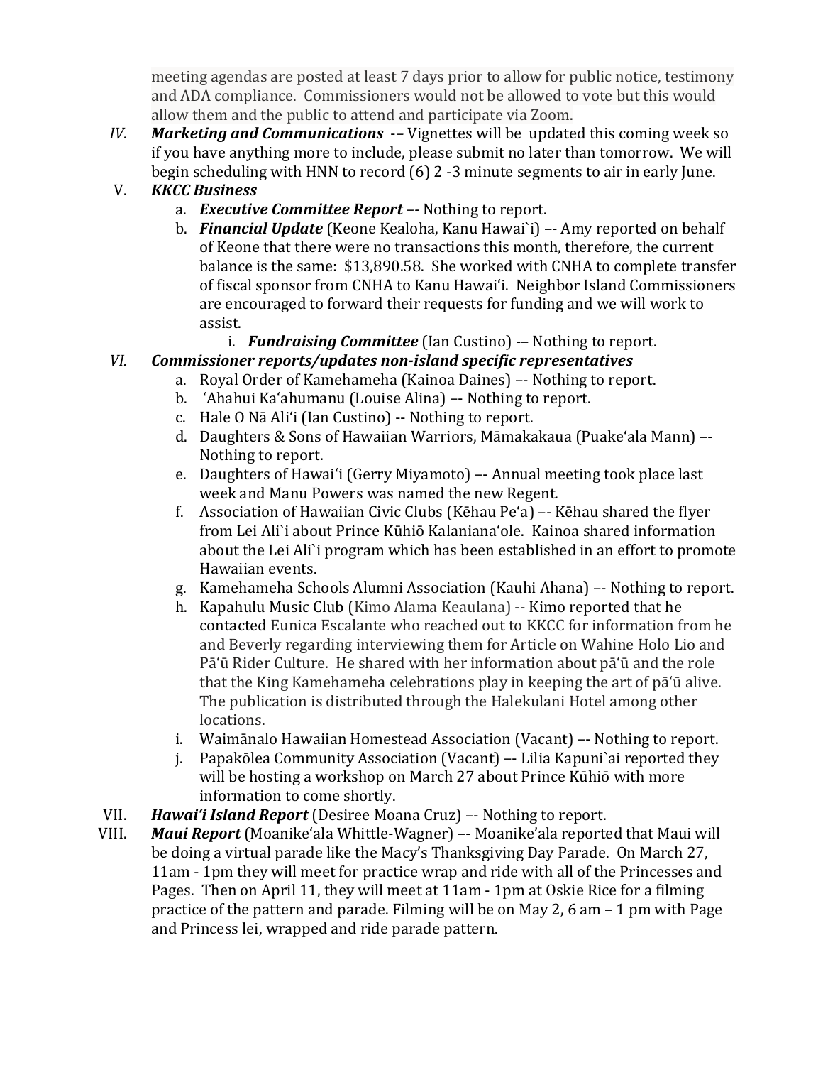meeting agendas are posted at least 7 days prior to allow for public notice, testimony and ADA compliance. Commissioners would not be allowed to vote but this would allow them and the public to attend and participate via Zoom.

*IV.* ***Marketing and Communications*** -– Vignettes will be updated this coming week so if you have anything more to include, please submit no later than tomorrow. We will begin scheduling with HNN to record (6) 2 -3 minute segments to air in early June.

V. ***KKCC Business***

a. ***Executive Committee Report*** –- Nothing to report.

b. ***Financial Update*** (Keone Kealoha, Kanu Hawai`i) –- Amy reported on behalf of Keone that there were no transactions this month, therefore, the current balance is the same: $13,890.58. She worked with CNHA to complete transfer of fiscal sponsor from CNHA to Kanu Hawaiʻi. Neighbor Island Commissioners are encouraged to forward their requests for funding and we will work to assist.

i. ***Fundraising Committee*** (Ian Custino) -– Nothing to report.

*VI.* ***Commissioner reports/updates non-island specific representatives***

a. Royal Order of Kamehameha (Kainoa Daines) –- Nothing to report.
b. ʻAhahui Kaʻahumanu (Louise Alina) –- Nothing to report.
c. Hale O Nā Aliʻi (Ian Custino) -- Nothing to report.
d. Daughters & Sons of Hawaiian Warriors, Māmakakaua (Puakeʻala Mann) –- Nothing to report.
e. Daughters of Hawaiʻi (Gerry Miyamoto) –- Annual meeting took place last week and Manu Powers was named the new Regent.
f. Association of Hawaiian Civic Clubs (Kēhau Peʻa) –- Kēhau shared the flyer from Lei Ali`i about Prince Kūhiō Kalanianaʻole. Kainoa shared information about the Lei Ali`i program which has been established in an effort to promote Hawaiian events.
g. Kamehameha Schools Alumni Association (Kauhi Ahana) –- Nothing to report.
h. Kapahulu Music Club (Kimo Alama Keaulana) -- Kimo reported that he contacted Eunica Escalante who reached out to KKCC for information from he and Beverly regarding interviewing them for Article on Wahine Holo Lio and Pāʻū Rider Culture. He shared with her information about pāʻū and the role that the King Kamehameha celebrations play in keeping the art of pāʻū alive. The publication is distributed through the Halekulani Hotel among other locations.
i. Waimānalo Hawaiian Homestead Association (Vacant) –- Nothing to report.
j. Papakōlea Community Association (Vacant) –- Lilia Kapuni`ai reported they will be hosting a workshop on March 27 about Prince Kūhiō with more information to come shortly.

VII. ***Hawaiʻi Island Report*** (Desiree Moana Cruz) –- Nothing to report.

VIII. ***Maui Report*** (Moanikeʻala Whittle-Wagner) –- Moanike'ala reported that Maui will be doing a virtual parade like the Macy's Thanksgiving Day Parade. On March 27, 11am - 1pm they will meet for practice wrap and ride with all of the Princesses and Pages. Then on April 11, they will meet at 11am - 1pm at Oskie Rice for a filming practice of the pattern and parade. Filming will be on May 2, 6 am – 1 pm with Page and Princess lei, wrapped and ride parade pattern.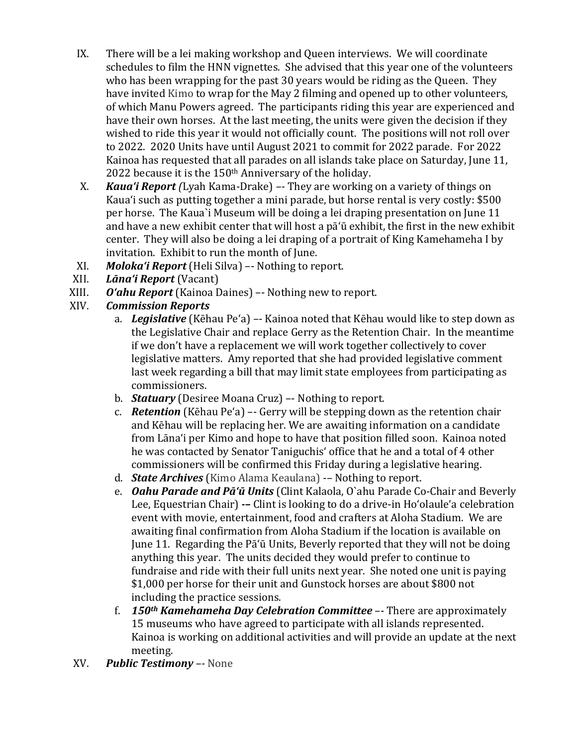IX. There will be a lei making workshop and Queen interviews. We will coordinate schedules to film the HNN vignettes. She advised that this year one of the volunteers who has been wrapping for the past 30 years would be riding as the Queen. They have invited Kimo to wrap for the May 2 filming and opened up to other volunteers, of which Manu Powers agreed. The participants riding this year are experienced and have their own horses. At the last meeting, the units were given the decision if they wished to ride this year it would not officially count. The positions will not roll over to 2022. 2020 Units have until August 2021 to commit for 2022 parade. For 2022 Kainoa has requested that all parades on all islands take place on Saturday, June 11, 2022 because it is the 150th Anniversary of the holiday.

X. ***Kauaʻi Report*** *(*Lyah Kama-Drake) –- They are working on a variety of things on Kauaʻi such as putting together a mini parade, but horse rental is very costly: $500 per horse. The Kaua`i Museum will be doing a lei draping presentation on June 11 and have a new exhibit center that will host a pāʻū exhibit, the first in the new exhibit center. They will also be doing a lei draping of a portrait of King Kamehameha I by invitation. Exhibit to run the month of June.

XI. ***Molokaʻi Report*** (Heli Silva) –- Nothing to report.

XII. ***Lānaʻi Report*** (Vacant)

XIII. ***Oʻahu Report*** (Kainoa Daines) –- Nothing new to report.

XIV. ***Commission Reports***

a. ***Legislative*** (Kēhau Peʻa) –- Kainoa noted that Kēhau would like to step down as the Legislative Chair and replace Gerry as the Retention Chair. In the meantime if we don't have a replacement we will work together collectively to cover legislative matters. Amy reported that she had provided legislative comment last week regarding a bill that may limit state employees from participating as commissioners.

b. ***Statuary*** (Desiree Moana Cruz) –- Nothing to report.

c. ***Retention*** (Kēhau Peʻa) –- Gerry will be stepping down as the retention chair and Kēhau will be replacing her. We are awaiting information on a candidate from Lānaʻi per Kimo and hope to have that position filled soon. Kainoa noted he was contacted by Senator Taniguchis' office that he and a total of 4 other commissioners will be confirmed this Friday during a legislative hearing.

d. ***State Archives*** (Kimo Alama Keaulana) -– Nothing to report.

e. ***Oahu Parade and Pāʻū Units*** (Clint Kalaola, O`ahu Parade Co-Chair and Beverly Lee, Equestrian Chair) **-–** Clint is looking to do a drive-in Hoʻolauleʻa celebration event with movie, entertainment, food and crafters at Aloha Stadium. We are awaiting final confirmation from Aloha Stadium if the location is available on June 11. Regarding the Pāʻū Units, Beverly reported that they will not be doing anything this year. The units decided they would prefer to continue to fundraise and ride with their full units next year. She noted one unit is paying $1,000 per horse for their unit and Gunstock horses are about $800 not including the practice sessions.

f. ***150th Kamehameha Day Celebration Committee*** –- There are approximately 15 museums who have agreed to participate with all islands represented. Kainoa is working on additional activities and will provide an update at the next meeting.

XV. ***Public Testimony*** –- None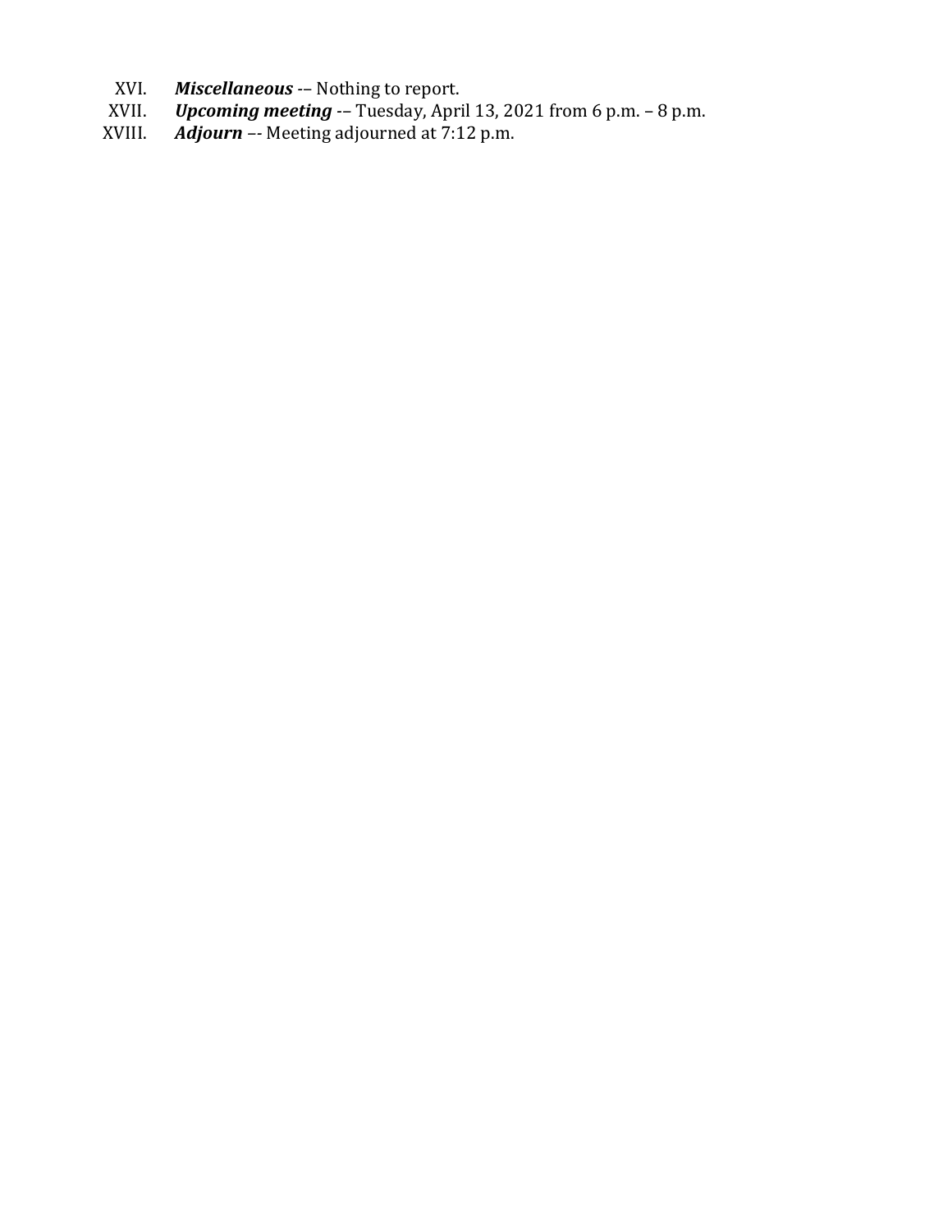XVI. ***Miscellaneous*** -– Nothing to report.

XVII. ***Upcoming meeting*** -– Tuesday, April 13, 2021 from 6 p.m. – 8 p.m.

XVIII. ***Adjourn*** –- Meeting adjourned at 7:12 p.m.